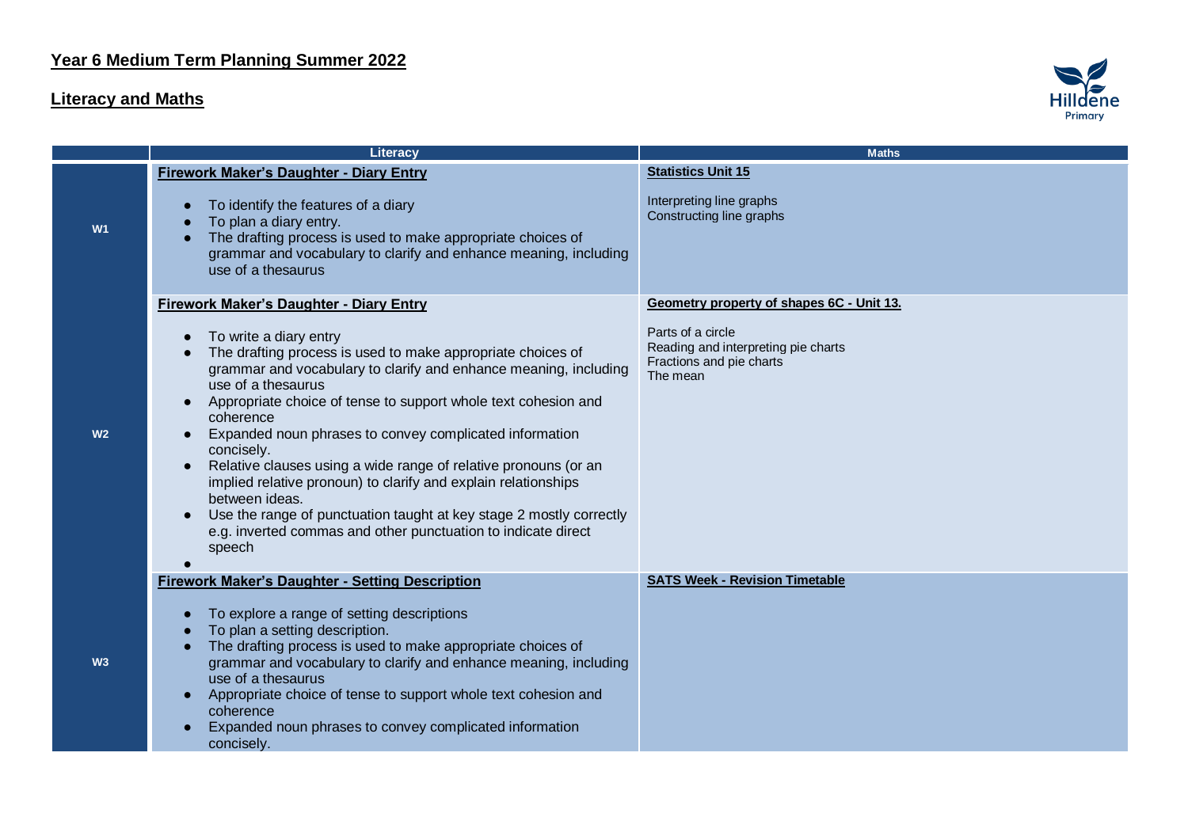# Year 6 Medium Term Planning Summer 2022

## Literacy and Maths

| | Literacy | Maths |
|---|---|---|
| W1 | **Firework Maker's Daughter - Diary Entry**<br>• To identify the features of a diary<br>• To plan a diary entry.<br>• The drafting process is used to make appropriate choices of grammar and vocabulary to clarify and enhance meaning, including use of a thesaurus | **Statistics Unit 15**<br>Interpreting line graphs<br>Constructing line graphs |
| W2 | **Firework Maker's Daughter - Diary Entry**<br>• To write a diary entry<br>• The drafting process is used to make appropriate choices of grammar and vocabulary to clarify and enhance meaning, including use of a thesaurus<br>• Appropriate choice of tense to support whole text cohesion and coherence<br>• Expanded noun phrases to convey complicated information concisely.<br>• Relative clauses using a wide range of relative pronouns (or an implied relative pronoun) to clarify and explain relationships between ideas.<br>• Use the range of punctuation taught at key stage 2 mostly correctly e.g. inverted commas and other punctuation to indicate direct speech<br>• | **Geometry property of shapes 6C - Unit 13.**<br>Parts of a circle<br>Reading and interpreting pie charts<br>Fractions and pie charts<br>The mean |
| W3 | **Firework Maker's Daughter - Setting Description**<br>• To explore a range of setting descriptions<br>• To plan a setting description.<br>• The drafting process is used to make appropriate choices of grammar and vocabulary to clarify and enhance meaning, including use of a thesaurus<br>• Appropriate choice of tense to support whole text cohesion and coherence<br>• Expanded noun phrases to convey complicated information concisely. | **SATS Week - Revision Timetable** |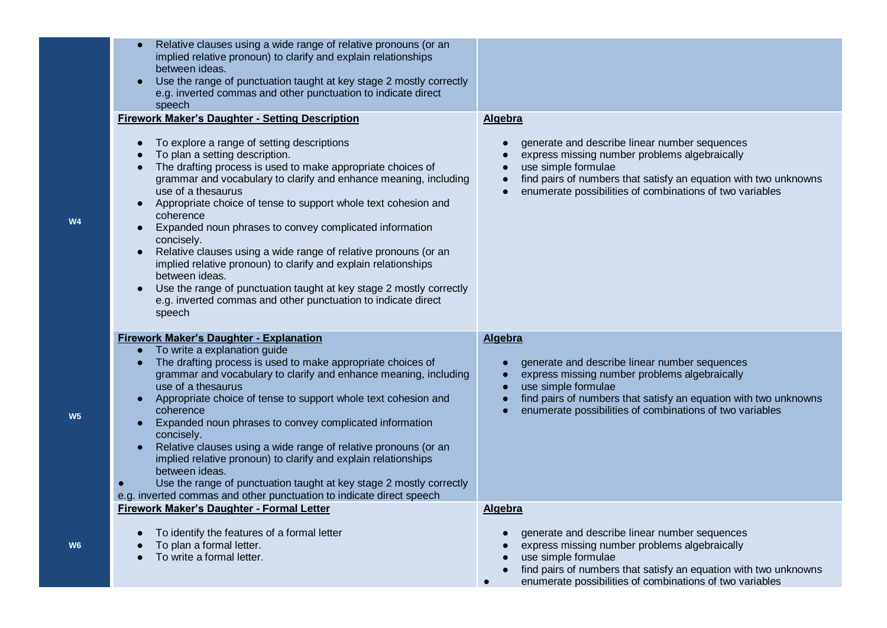| | | |
|---|---|---|
| | <ul><li>Relative clauses using a wide range of relative pronouns (or an implied relative pronoun) to clarify and explain relationships between ideas.</li><li>Use the range of punctuation taught at key stage 2 mostly correctly e.g. inverted commas and other punctuation to indicate direct speech</li></ul> | |
| **W4** | **Firework Maker's Daughter - Setting Description**<br><ul><li>To explore a range of setting descriptions</li><li>To plan a setting description.</li><li>The drafting process is used to make appropriate choices of grammar and vocabulary to clarify and enhance meaning, including use of a thesaurus</li><li>Appropriate choice of tense to support whole text cohesion and coherence</li><li>Expanded noun phrases to convey complicated information concisely.</li><li>Relative clauses using a wide range of relative pronouns (or an implied relative pronoun) to clarify and explain relationships between ideas.</li><li>Use the range of punctuation taught at key stage 2 mostly correctly e.g. inverted commas and other punctuation to indicate direct speech</li></ul> | **Algebra**<br><ul><li>generate and describe linear number sequences</li><li>express missing number problems algebraically</li><li>use simple formulae</li><li>find pairs of numbers that satisfy an equation with two unknowns</li><li>enumerate possibilities of combinations of two variables</li></ul> |
| **W5** | **Firework Maker's Daughter - Explanation**<br><ul><li>To write a explanation guide</li><li>The drafting process is used to make appropriate choices of grammar and vocabulary to clarify and enhance meaning, including use of a thesaurus</li><li>Appropriate choice of tense to support whole text cohesion and coherence</li><li>Expanded noun phrases to convey complicated information concisely.</li><li>Relative clauses using a wide range of relative pronouns (or an implied relative pronoun) to clarify and explain relationships between ideas.</li><li>Use the range of punctuation taught at key stage 2 mostly correctly e.g. inverted commas and other punctuation to indicate direct speech</li></ul> | **Algebra**<br><ul><li>generate and describe linear number sequences</li><li>express missing number problems algebraically</li><li>use simple formulae</li><li>find pairs of numbers that satisfy an equation with two unknowns</li><li>enumerate possibilities of combinations of two variables</li></ul> |
| **W6** | **Firework Maker's Daughter - Formal Letter**<br><ul><li>To identify the features of a formal letter</li><li>To plan a formal letter.</li><li>To write a formal letter.</li></ul> | **Algebra**<br><ul><li>generate and describe linear number sequences</li><li>express missing number problems algebraically</li><li>use simple formulae</li><li>find pairs of numbers that satisfy an equation with two unknowns</li><li>enumerate possibilities of combinations of two variables</li></ul> |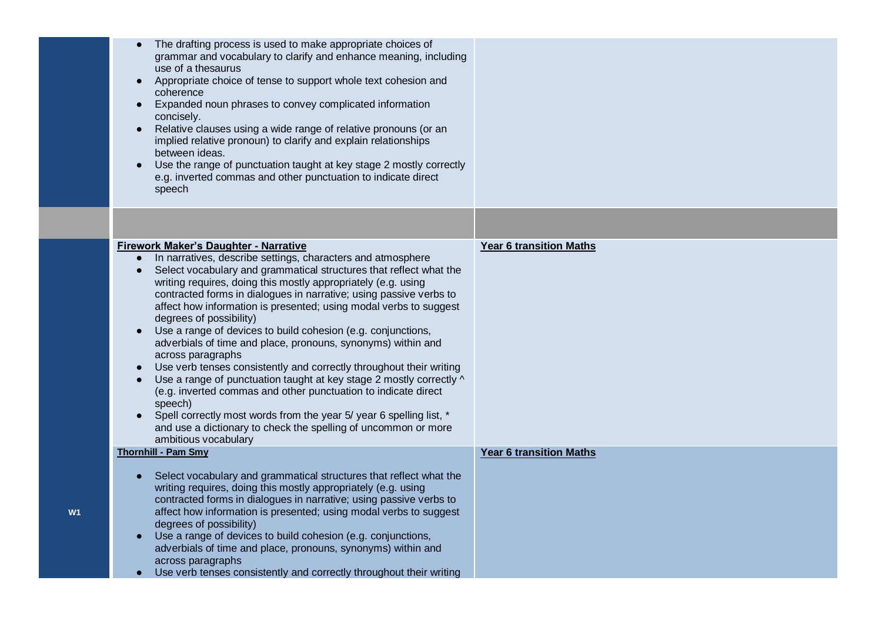| | | |
|---|---|---|
| | • The drafting process is used to make appropriate choices of grammar and vocabulary to clarify and enhance meaning, including use of a thesaurus<br>• Appropriate choice of tense to support whole text cohesion and coherence<br>• Expanded noun phrases to convey complicated information concisely.<br>• Relative clauses using a wide range of relative pronouns (or an implied relative pronoun) to clarify and explain relationships between ideas.<br>• Use the range of punctuation taught at key stage 2 mostly correctly e.g. inverted commas and other punctuation to indicate direct speech | |
| | | |
| | **Firework Maker's Daughter - Narrative**<br>• In narratives, describe settings, characters and atmosphere<br>• Select vocabulary and grammatical structures that reflect what the writing requires, doing this mostly appropriately (e.g. using contracted forms in dialogues in narrative; using passive verbs to affect how information is presented; using modal verbs to suggest degrees of possibility)<br>• Use a range of devices to build cohesion (e.g. conjunctions, adverbials of time and place, pronouns, synonyms) within and across paragraphs<br>• Use verb tenses consistently and correctly throughout their writing<br>• Use a range of punctuation taught at key stage 2 mostly correctly ^ (e.g. inverted commas and other punctuation to indicate direct speech)<br>• Spell correctly most words from the year 5/ year 6 spelling list, * and use a dictionary to check the spelling of uncommon or more ambitious vocabulary | **Year 6 transition Maths** |
| W1 | **Thornhill - Pam Smy**<br>• Select vocabulary and grammatical structures that reflect what the writing requires, doing this mostly appropriately (e.g. using contracted forms in dialogues in narrative; using passive verbs to affect how information is presented; using modal verbs to suggest degrees of possibility)<br>• Use a range of devices to build cohesion (e.g. conjunctions, adverbials of time and place, pronouns, synonyms) within and across paragraphs<br>• Use verb tenses consistently and correctly throughout their writing | **Year 6 transition Maths** |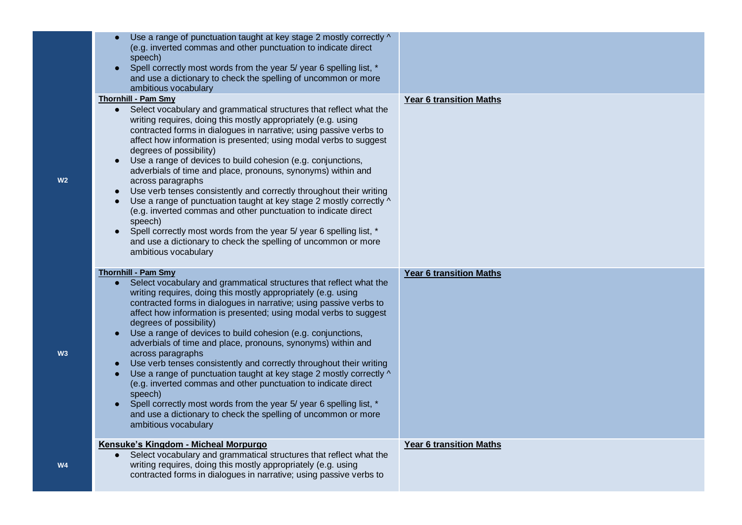| | | |
|---|---|---|
| | • Use a range of punctuation taught at key stage 2 mostly correctly ^ (e.g. inverted commas and other punctuation to indicate direct speech)<br>• Spell correctly most words from the year 5/ year 6 spelling list, * and use a dictionary to check the spelling of uncommon or more ambitious vocabulary | |
| **W2** | **Thornhill - Pam Smy**<br>• Select vocabulary and grammatical structures that reflect what the writing requires, doing this mostly appropriately (e.g. using contracted forms in dialogues in narrative; using passive verbs to affect how information is presented; using modal verbs to suggest degrees of possibility)<br>• Use a range of devices to build cohesion (e.g. conjunctions, adverbials of time and place, pronouns, synonyms) within and across paragraphs<br>• Use verb tenses consistently and correctly throughout their writing<br>• Use a range of punctuation taught at key stage 2 mostly correctly ^ (e.g. inverted commas and other punctuation to indicate direct speech)<br>• Spell correctly most words from the year 5/ year 6 spelling list, * and use a dictionary to check the spelling of uncommon or more ambitious vocabulary | **Year 6 transition Maths** |
| **W3** | **Thornhill - Pam Smy**<br>• Select vocabulary and grammatical structures that reflect what the writing requires, doing this mostly appropriately (e.g. using contracted forms in dialogues in narrative; using passive verbs to affect how information is presented; using modal verbs to suggest degrees of possibility)<br>• Use a range of devices to build cohesion (e.g. conjunctions, adverbials of time and place, pronouns, synonyms) within and across paragraphs<br>• Use verb tenses consistently and correctly throughout their writing<br>• Use a range of punctuation taught at key stage 2 mostly correctly ^ (e.g. inverted commas and other punctuation to indicate direct speech)<br>• Spell correctly most words from the year 5/ year 6 spelling list, * and use a dictionary to check the spelling of uncommon or more ambitious vocabulary | **Year 6 transition Maths** |
| **W4** | **Kensuke's Kingdom - Micheal Morpurgo**<br>• Select vocabulary and grammatical structures that reflect what the writing requires, doing this mostly appropriately (e.g. using contracted forms in dialogues in narrative; using passive verbs to | **Year 6 transition Maths** |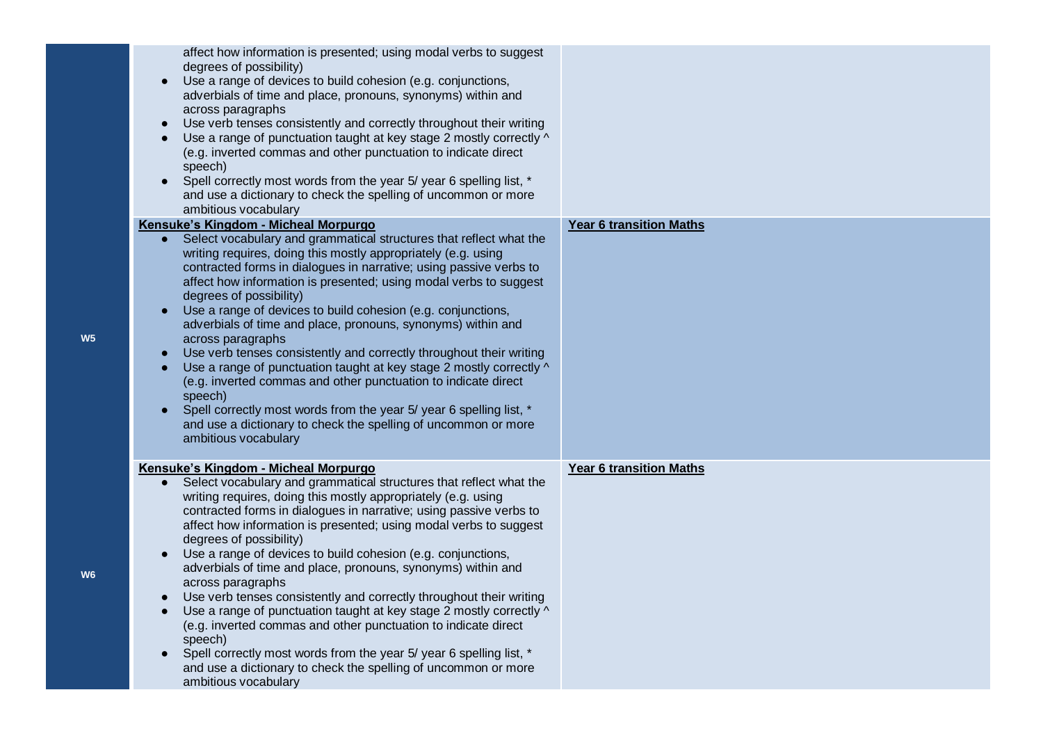| | | |
|---|---|---|
| | affect how information is presented; using modal verbs to suggest degrees of possibility)<br>• Use a range of devices to build cohesion (e.g. conjunctions, adverbials of time and place, pronouns, synonyms) within and across paragraphs<br>• Use verb tenses consistently and correctly throughout their writing<br>• Use a range of punctuation taught at key stage 2 mostly correctly ^ (e.g. inverted commas and other punctuation to indicate direct speech)<br>• Spell correctly most words from the year 5/ year 6 spelling list, * and use a dictionary to check the spelling of uncommon or more ambitious vocabulary | |
| W5 | **Kensuke's Kingdom - Micheal Morpurgo**<br>• Select vocabulary and grammatical structures that reflect what the writing requires, doing this mostly appropriately (e.g. using contracted forms in dialogues in narrative; using passive verbs to affect how information is presented; using modal verbs to suggest degrees of possibility)<br>• Use a range of devices to build cohesion (e.g. conjunctions, adverbials of time and place, pronouns, synonyms) within and across paragraphs<br>• Use verb tenses consistently and correctly throughout their writing<br>• Use a range of punctuation taught at key stage 2 mostly correctly ^ (e.g. inverted commas and other punctuation to indicate direct speech)<br>• Spell correctly most words from the year 5/ year 6 spelling list, * and use a dictionary to check the spelling of uncommon or more ambitious vocabulary | **Year 6 transition Maths** |
| W6 | **Kensuke's Kingdom - Micheal Morpurgo**<br>• Select vocabulary and grammatical structures that reflect what the writing requires, doing this mostly appropriately (e.g. using contracted forms in dialogues in narrative; using passive verbs to affect how information is presented; using modal verbs to suggest degrees of possibility)<br>• Use a range of devices to build cohesion (e.g. conjunctions, adverbials of time and place, pronouns, synonyms) within and across paragraphs<br>• Use verb tenses consistently and correctly throughout their writing<br>• Use a range of punctuation taught at key stage 2 mostly correctly ^ (e.g. inverted commas and other punctuation to indicate direct speech)<br>• Spell correctly most words from the year 5/ year 6 spelling list, * and use a dictionary to check the spelling of uncommon or more ambitious vocabulary | **Year 6 transition Maths** |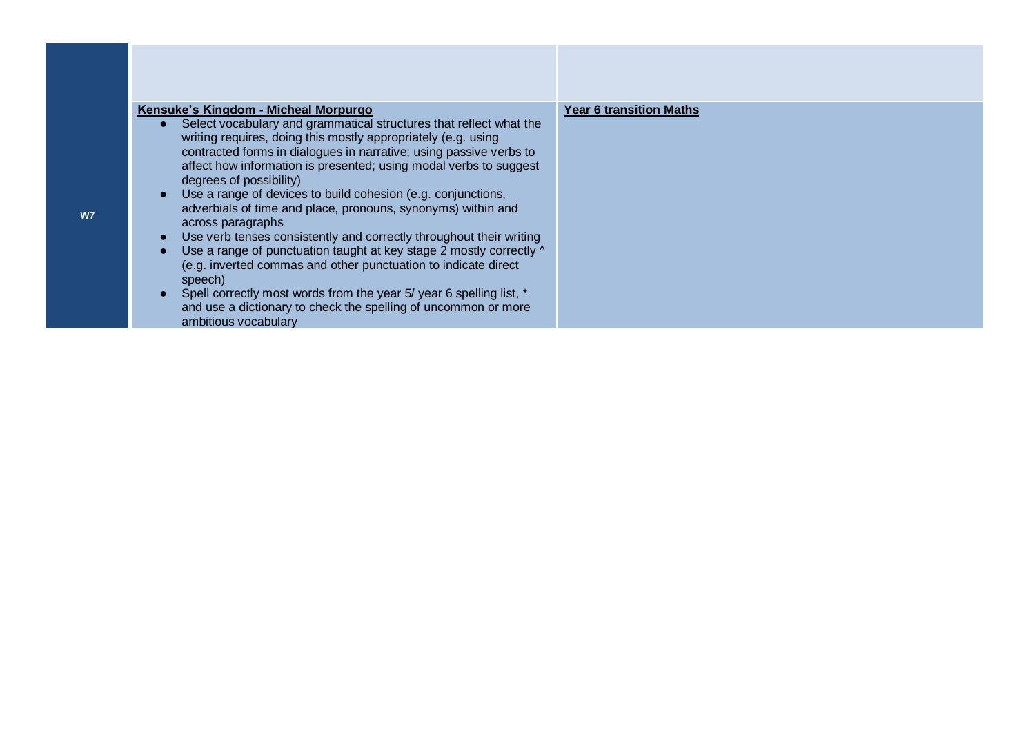| | | |
|---|---|---|
| | | |
| W7 | **Kensuke's Kingdom - Micheal Morpurgo**<br>• Select vocabulary and grammatical structures that reflect what the writing requires, doing this mostly appropriately (e.g. using contracted forms in dialogues in narrative; using passive verbs to affect how information is presented; using modal verbs to suggest degrees of possibility)<br>• Use a range of devices to build cohesion (e.g. conjunctions, adverbials of time and place, pronouns, synonyms) within and across paragraphs<br>• Use verb tenses consistently and correctly throughout their writing<br>• Use a range of punctuation taught at key stage 2 mostly correctly ^ (e.g. inverted commas and other punctuation to indicate direct speech)<br>• Spell correctly most words from the year 5/ year 6 spelling list, * and use a dictionary to check the spelling of uncommon or more ambitious vocabulary | **Year 6 transition Maths** |